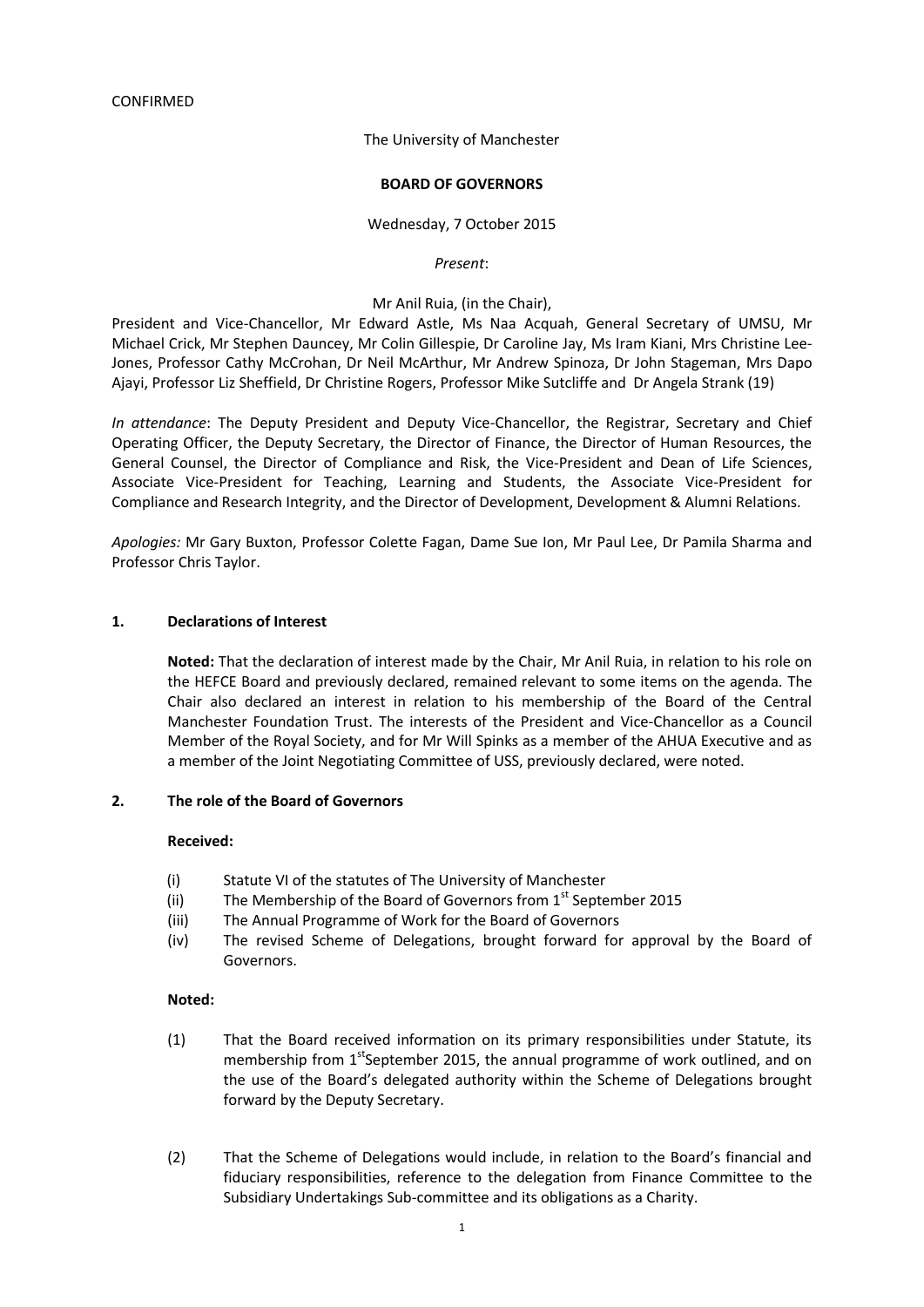CONFIRMED

The University of Manchester

**BOARD OF GOVERNORS**

Wednesday, 7 October 2015

*Present*:

Mr Anil Ruia, (in the Chair),
President and Vice-Chancellor, Mr Edward Astle, Ms Naa Acquah, General Secretary of UMSU, Mr Michael Crick, Mr Stephen Dauncey, Mr Colin Gillespie, Dr Caroline Jay, Ms Iram Kiani, Mrs Christine Lee-Jones, Professor Cathy McCrohan, Dr Neil McArthur, Mr Andrew Spinoza, Dr John Stageman, Mrs Dapo Ajayi, Professor Liz Sheffield, Dr Christine Rogers, Professor Mike Sutcliffe and Dr Angela Strank (19)

*In attendance*: The Deputy President and Deputy Vice-Chancellor, the Registrar, Secretary and Chief Operating Officer, the Deputy Secretary, the Director of Finance, the Director of Human Resources, the General Counsel, the Director of Compliance and Risk, the Vice-President and Dean of Life Sciences, Associate Vice-President for Teaching, Learning and Students, the Associate Vice-President for Compliance and Research Integrity, and the Director of Development, Development & Alumni Relations.

*Apologies:* Mr Gary Buxton, Professor Colette Fagan, Dame Sue Ion, Mr Paul Lee, Dr Pamila Sharma and Professor Chris Taylor.

## 1. Declarations of Interest

**Noted:** That the declaration of interest made by the Chair, Mr Anil Ruia, in relation to his role on the HEFCE Board and previously declared, remained relevant to some items on the agenda. The Chair also declared an interest in relation to his membership of the Board of the Central Manchester Foundation Trust. The interests of the President and Vice-Chancellor as a Council Member of the Royal Society, and for Mr Will Spinks as a member of the AHUA Executive and as a member of the Joint Negotiating Committee of USS, previously declared, were noted.

## 2. The role of the Board of Governors

**Received:**

(i) Statute VI of the statutes of The University of Manchester
(ii) The Membership of the Board of Governors from 1st September 2015
(iii) The Annual Programme of Work for the Board of Governors
(iv) The revised Scheme of Delegations, brought forward for approval by the Board of Governors.

**Noted:**

(1) That the Board received information on its primary responsibilities under Statute, its membership from 1st September 2015, the annual programme of work outlined, and on the use of the Board's delegated authority within the Scheme of Delegations brought forward by the Deputy Secretary.

(2) That the Scheme of Delegations would include, in relation to the Board's financial and fiduciary responsibilities, reference to the delegation from Finance Committee to the Subsidiary Undertakings Sub-committee and its obligations as a Charity.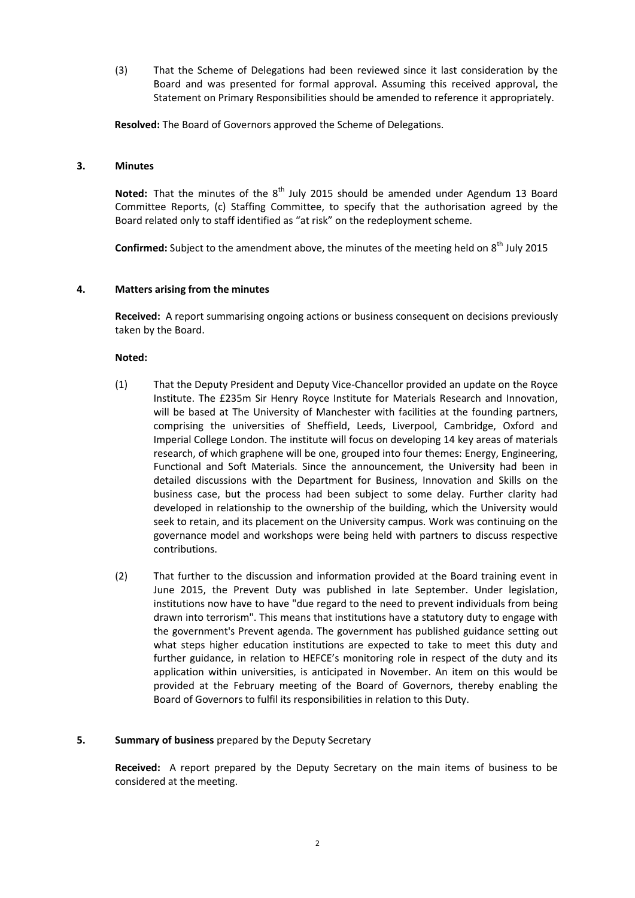(3) That the Scheme of Delegations had been reviewed since it last consideration by the Board and was presented for formal approval. Assuming this received approval, the Statement on Primary Responsibilities should be amended to reference it appropriately.

**Resolved:** The Board of Governors approved the Scheme of Delegations.

### 3. Minutes

**Noted:** That the minutes of the 8th July 2015 should be amended under Agendum 13 Board Committee Reports, (c) Staffing Committee, to specify that the authorisation agreed by the Board related only to staff identified as "at risk" on the redeployment scheme.

**Confirmed:** Subject to the amendment above, the minutes of the meeting held on 8th July 2015

### 4. Matters arising from the minutes

**Received:** A report summarising ongoing actions or business consequent on decisions previously taken by the Board.

**Noted:**

(1) That the Deputy President and Deputy Vice-Chancellor provided an update on the Royce Institute. The £235m Sir Henry Royce Institute for Materials Research and Innovation, will be based at The University of Manchester with facilities at the founding partners, comprising the universities of Sheffield, Leeds, Liverpool, Cambridge, Oxford and Imperial College London. The institute will focus on developing 14 key areas of materials research, of which graphene will be one, grouped into four themes: Energy, Engineering, Functional and Soft Materials. Since the announcement, the University had been in detailed discussions with the Department for Business, Innovation and Skills on the business case, but the process had been subject to some delay. Further clarity had developed in relationship to the ownership of the building, which the University would seek to retain, and its placement on the University campus. Work was continuing on the governance model and workshops were being held with partners to discuss respective contributions.

(2) That further to the discussion and information provided at the Board training event in June 2015, the Prevent Duty was published in late September. Under legislation, institutions now have to have "due regard to the need to prevent individuals from being drawn into terrorism". This means that institutions have a statutory duty to engage with the government's Prevent agenda. The government has published guidance setting out what steps higher education institutions are expected to take to meet this duty and further guidance, in relation to HEFCE's monitoring role in respect of the duty and its application within universities, is anticipated in November. An item on this would be provided at the February meeting of the Board of Governors, thereby enabling the Board of Governors to fulfil its responsibilities in relation to this Duty.

### 5. Summary of business prepared by the Deputy Secretary

**Received:** A report prepared by the Deputy Secretary on the main items of business to be considered at the meeting.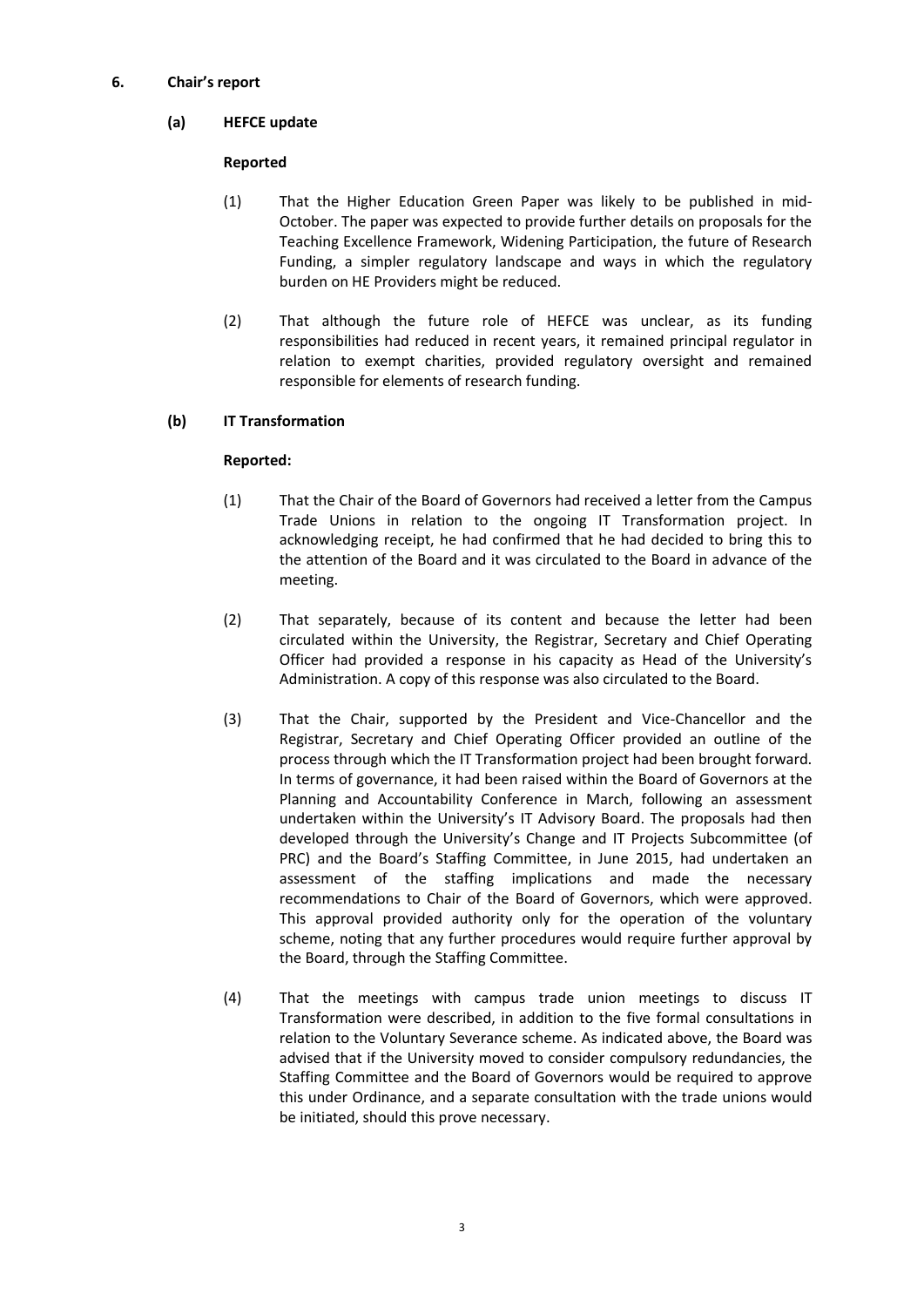## 6. Chair's report

### (a) HEFCE update

**Reported**

(1) That the Higher Education Green Paper was likely to be published in mid-October. The paper was expected to provide further details on proposals for the Teaching Excellence Framework, Widening Participation, the future of Research Funding, a simpler regulatory landscape and ways in which the regulatory burden on HE Providers might be reduced.

(2) That although the future role of HEFCE was unclear, as its funding responsibilities had reduced in recent years, it remained principal regulator in relation to exempt charities, provided regulatory oversight and remained responsible for elements of research funding.

### (b) IT Transformation

**Reported:**

(1) That the Chair of the Board of Governors had received a letter from the Campus Trade Unions in relation to the ongoing IT Transformation project. In acknowledging receipt, he had confirmed that he had decided to bring this to the attention of the Board and it was circulated to the Board in advance of the meeting.

(2) That separately, because of its content and because the letter had been circulated within the University, the Registrar, Secretary and Chief Operating Officer had provided a response in his capacity as Head of the University's Administration. A copy of this response was also circulated to the Board.

(3) That the Chair, supported by the President and Vice-Chancellor and the Registrar, Secretary and Chief Operating Officer provided an outline of the process through which the IT Transformation project had been brought forward. In terms of governance, it had been raised within the Board of Governors at the Planning and Accountability Conference in March, following an assessment undertaken within the University's IT Advisory Board. The proposals had then developed through the University's Change and IT Projects Subcommittee (of PRC) and the Board's Staffing Committee, in June 2015, had undertaken an assessment of the staffing implications and made the necessary recommendations to Chair of the Board of Governors, which were approved. This approval provided authority only for the operation of the voluntary scheme, noting that any further procedures would require further approval by the Board, through the Staffing Committee.

(4) That the meetings with campus trade union meetings to discuss IT Transformation were described, in addition to the five formal consultations in relation to the Voluntary Severance scheme. As indicated above, the Board was advised that if the University moved to consider compulsory redundancies, the Staffing Committee and the Board of Governors would be required to approve this under Ordinance, and a separate consultation with the trade unions would be initiated, should this prove necessary.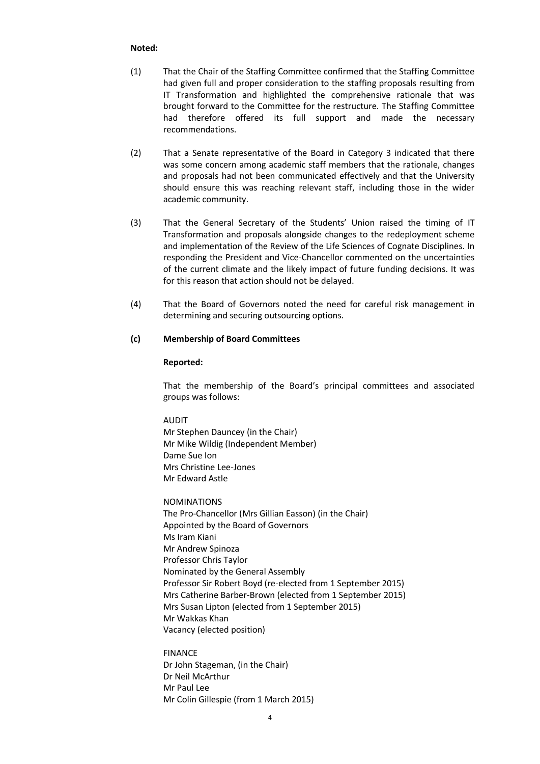**Noted:**

(1) That the Chair of the Staffing Committee confirmed that the Staffing Committee had given full and proper consideration to the staffing proposals resulting from IT Transformation and highlighted the comprehensive rationale that was brought forward to the Committee for the restructure. The Staffing Committee had therefore offered its full support and made the necessary recommendations.

(2) That a Senate representative of the Board in Category 3 indicated that there was some concern among academic staff members that the rationale, changes and proposals had not been communicated effectively and that the University should ensure this was reaching relevant staff, including those in the wider academic community.

(3) That the General Secretary of the Students' Union raised the timing of IT Transformation and proposals alongside changes to the redeployment scheme and implementation of the Review of the Life Sciences of Cognate Disciplines. In responding the President and Vice-Chancellor commented on the uncertainties of the current climate and the likely impact of future funding decisions. It was for this reason that action should not be delayed.

(4) That the Board of Governors noted the need for careful risk management in determining and securing outsourcing options.

**(c) Membership of Board Committees**

**Reported:**

That the membership of the Board's principal committees and associated groups was follows:

AUDIT
Mr Stephen Dauncey (in the Chair)
Mr Mike Wildig (Independent Member)
Dame Sue Ion
Mrs Christine Lee-Jones
Mr Edward Astle

NOMINATIONS
The Pro-Chancellor (Mrs Gillian Easson) (in the Chair)
Appointed by the Board of Governors
Ms Iram Kiani
Mr Andrew Spinoza
Professor Chris Taylor
Nominated by the General Assembly
Professor Sir Robert Boyd (re-elected from 1 September 2015)
Mrs Catherine Barber-Brown (elected from 1 September 2015)
Mrs Susan Lipton (elected from 1 September 2015)
Mr Wakkas Khan
Vacancy (elected position)

FINANCE
Dr John Stageman, (in the Chair)
Dr Neil McArthur
Mr Paul Lee
Mr Colin Gillespie (from 1 March 2015)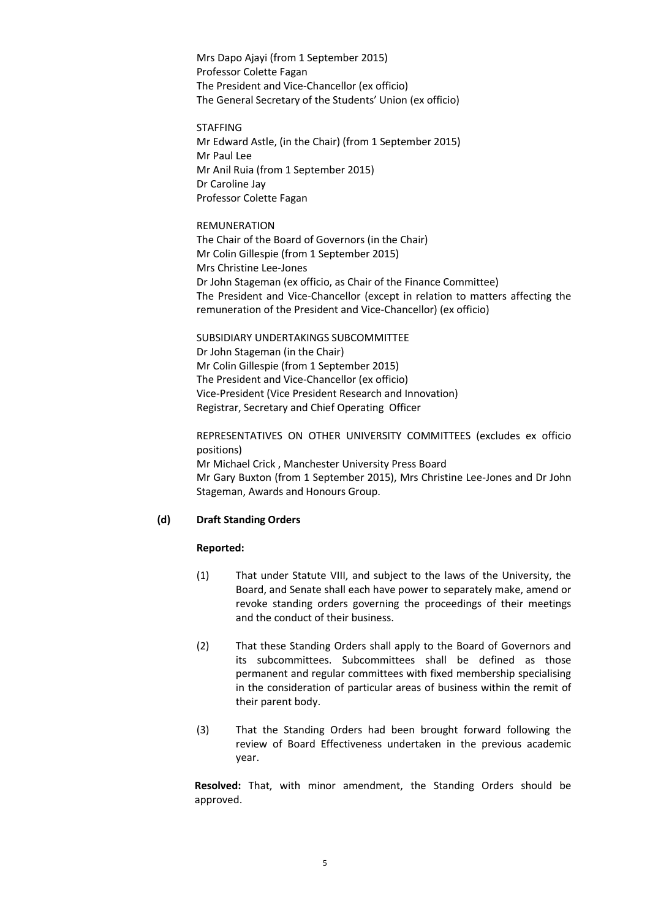Mrs Dapo Ajayi (from 1 September 2015)
Professor Colette Fagan
The President and Vice-Chancellor (ex officio)
The General Secretary of the Students' Union (ex officio)

STAFFING
Mr Edward Astle, (in the Chair) (from 1 September 2015)
Mr Paul Lee
Mr Anil Ruia (from 1 September 2015)
Dr Caroline Jay
Professor Colette Fagan

REMUNERATION
The Chair of the Board of Governors (in the Chair)
Mr Colin Gillespie (from 1 September 2015)
Mrs Christine Lee-Jones
Dr John Stageman (ex officio, as Chair of the Finance Committee)
The President and Vice-Chancellor (except in relation to matters affecting the remuneration of the President and Vice-Chancellor) (ex officio)

SUBSIDIARY UNDERTAKINGS SUBCOMMITTEE
Dr John Stageman (in the Chair)
Mr Colin Gillespie (from 1 September 2015)
The President and Vice-Chancellor (ex officio)
Vice-President (Vice President Research and Innovation)
Registrar, Secretary and Chief Operating Officer

REPRESENTATIVES ON OTHER UNIVERSITY COMMITTEES (excludes ex officio positions)
Mr Michael Crick , Manchester University Press Board
Mr Gary Buxton (from 1 September 2015), Mrs Christine Lee-Jones and Dr John Stageman, Awards and Honours Group.

**(d) Draft Standing Orders**

**Reported:**

(1) That under Statute VIII, and subject to the laws of the University, the Board, and Senate shall each have power to separately make, amend or revoke standing orders governing the proceedings of their meetings and the conduct of their business.

(2) That these Standing Orders shall apply to the Board of Governors and its subcommittees. Subcommittees shall be defined as those permanent and regular committees with fixed membership specialising in the consideration of particular areas of business within the remit of their parent body.

(3) That the Standing Orders had been brought forward following the review of Board Effectiveness undertaken in the previous academic year.

**Resolved:** That, with minor amendment, the Standing Orders should be approved.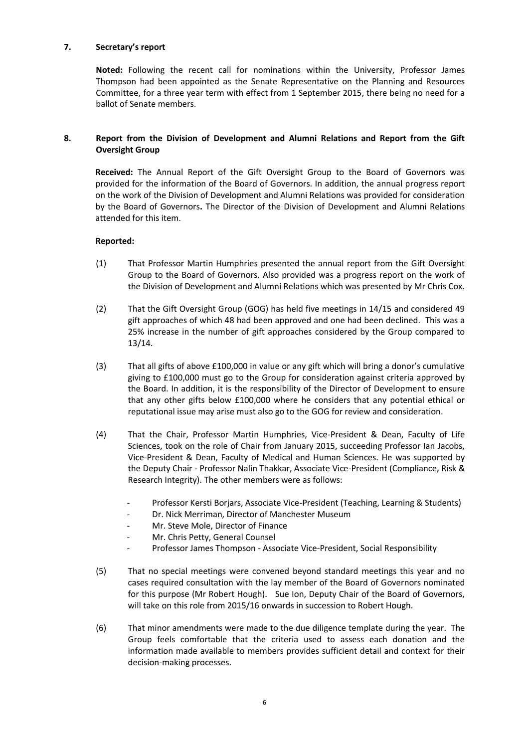## 7. Secretary's report

**Noted:** Following the recent call for nominations within the University, Professor James Thompson had been appointed as the Senate Representative on the Planning and Resources Committee, for a three year term with effect from 1 September 2015, there being no need for a ballot of Senate members.

## 8. Report from the Division of Development and Alumni Relations and Report from the Gift Oversight Group

**Received:** The Annual Report of the Gift Oversight Group to the Board of Governors was provided for the information of the Board of Governors. In addition, the annual progress report on the work of the Division of Development and Alumni Relations was provided for consideration by the Board of Governors**.** The Director of the Division of Development and Alumni Relations attended for this item.

**Reported:**

(1) That Professor Martin Humphries presented the annual report from the Gift Oversight Group to the Board of Governors. Also provided was a progress report on the work of the Division of Development and Alumni Relations which was presented by Mr Chris Cox.

(2) That the Gift Oversight Group (GOG) has held five meetings in 14/15 and considered 49 gift approaches of which 48 had been approved and one had been declined. This was a 25% increase in the number of gift approaches considered by the Group compared to 13/14.

(3) That all gifts of above £100,000 in value or any gift which will bring a donor's cumulative giving to £100,000 must go to the Group for consideration against criteria approved by the Board. In addition, it is the responsibility of the Director of Development to ensure that any other gifts below £100,000 where he considers that any potential ethical or reputational issue may arise must also go to the GOG for review and consideration.

(4) That the Chair, Professor Martin Humphries, Vice-President & Dean, Faculty of Life Sciences, took on the role of Chair from January 2015, succeeding Professor Ian Jacobs, Vice-President & Dean, Faculty of Medical and Human Sciences. He was supported by the Deputy Chair - Professor Nalin Thakkar, Associate Vice-President (Compliance, Risk & Research Integrity). The other members were as follows:

- Professor Kersti Borjars, Associate Vice-President (Teaching, Learning & Students)
- Dr. Nick Merriman, Director of Manchester Museum
- Mr. Steve Mole, Director of Finance
- Mr. Chris Petty, General Counsel
- Professor James Thompson - Associate Vice-President, Social Responsibility

(5) That no special meetings were convened beyond standard meetings this year and no cases required consultation with the lay member of the Board of Governors nominated for this purpose (Mr Robert Hough). Sue Ion, Deputy Chair of the Board of Governors, will take on this role from 2015/16 onwards in succession to Robert Hough.

(6) That minor amendments were made to the due diligence template during the year. The Group feels comfortable that the criteria used to assess each donation and the information made available to members provides sufficient detail and context for their decision-making processes.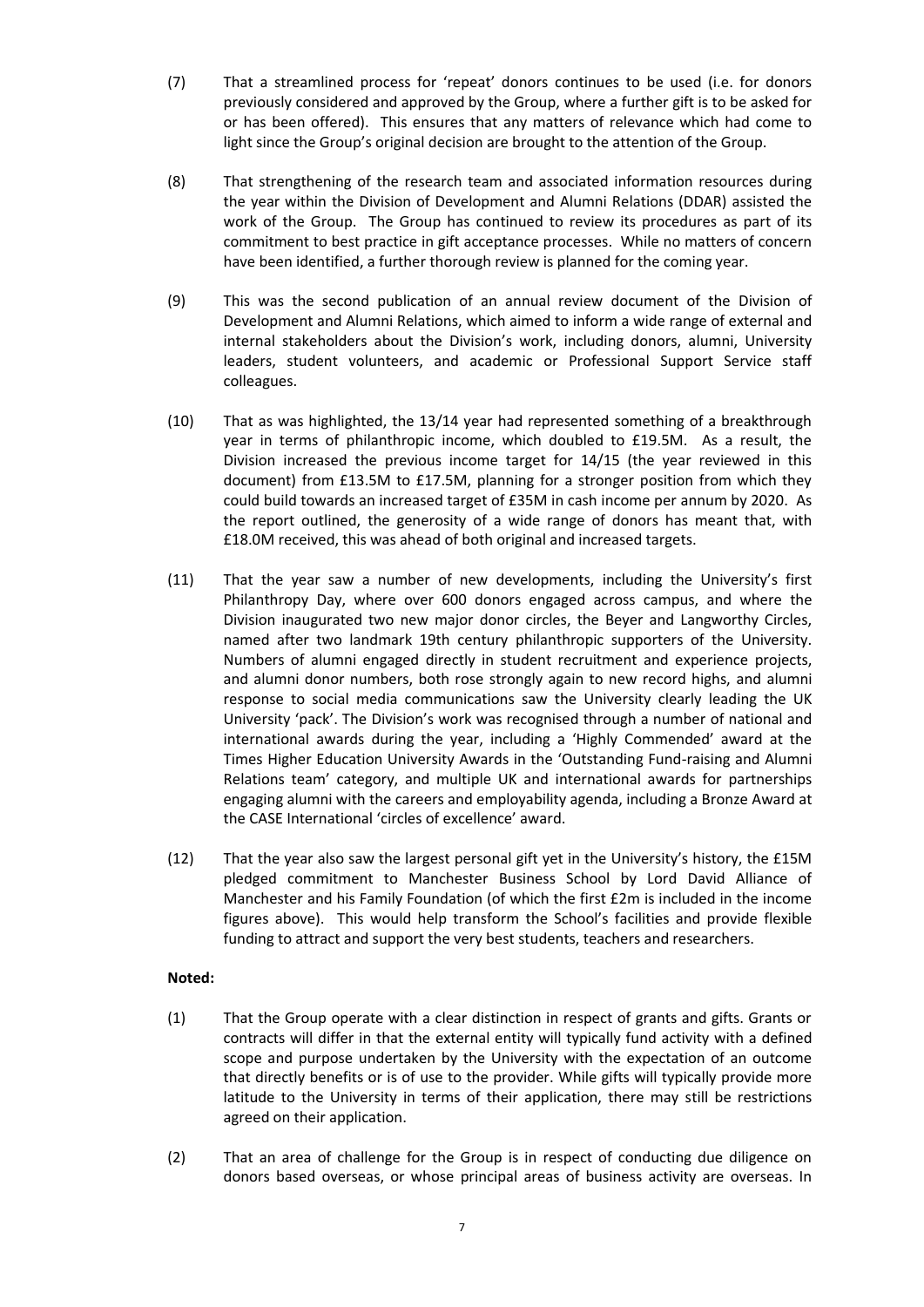(7) That a streamlined process for 'repeat' donors continues to be used (i.e. for donors previously considered and approved by the Group, where a further gift is to be asked for or has been offered). This ensures that any matters of relevance which had come to light since the Group's original decision are brought to the attention of the Group.

(8) That strengthening of the research team and associated information resources during the year within the Division of Development and Alumni Relations (DDAR) assisted the work of the Group. The Group has continued to review its procedures as part of its commitment to best practice in gift acceptance processes. While no matters of concern have been identified, a further thorough review is planned for the coming year.

(9) This was the second publication of an annual review document of the Division of Development and Alumni Relations, which aimed to inform a wide range of external and internal stakeholders about the Division's work, including donors, alumni, University leaders, student volunteers, and academic or Professional Support Service staff colleagues.

(10) That as was highlighted, the 13/14 year had represented something of a breakthrough year in terms of philanthropic income, which doubled to £19.5M. As a result, the Division increased the previous income target for 14/15 (the year reviewed in this document) from £13.5M to £17.5M, planning for a stronger position from which they could build towards an increased target of £35M in cash income per annum by 2020. As the report outlined, the generosity of a wide range of donors has meant that, with £18.0M received, this was ahead of both original and increased targets.

(11) That the year saw a number of new developments, including the University's first Philanthropy Day, where over 600 donors engaged across campus, and where the Division inaugurated two new major donor circles, the Beyer and Langworthy Circles, named after two landmark 19th century philanthropic supporters of the University. Numbers of alumni engaged directly in student recruitment and experience projects, and alumni donor numbers, both rose strongly again to new record highs, and alumni response to social media communications saw the University clearly leading the UK University 'pack'. The Division's work was recognised through a number of national and international awards during the year, including a 'Highly Commended' award at the Times Higher Education University Awards in the 'Outstanding Fund-raising and Alumni Relations team' category, and multiple UK and international awards for partnerships engaging alumni with the careers and employability agenda, including a Bronze Award at the CASE International 'circles of excellence' award.

(12) That the year also saw the largest personal gift yet in the University's history, the £15M pledged commitment to Manchester Business School by Lord David Alliance of Manchester and his Family Foundation (of which the first £2m is included in the income figures above). This would help transform the School's facilities and provide flexible funding to attract and support the very best students, teachers and researchers.

**Noted:**

(1) That the Group operate with a clear distinction in respect of grants and gifts. Grants or contracts will differ in that the external entity will typically fund activity with a defined scope and purpose undertaken by the University with the expectation of an outcome that directly benefits or is of use to the provider. While gifts will typically provide more latitude to the University in terms of their application, there may still be restrictions agreed on their application.

(2) That an area of challenge for the Group is in respect of conducting due diligence on donors based overseas, or whose principal areas of business activity are overseas. In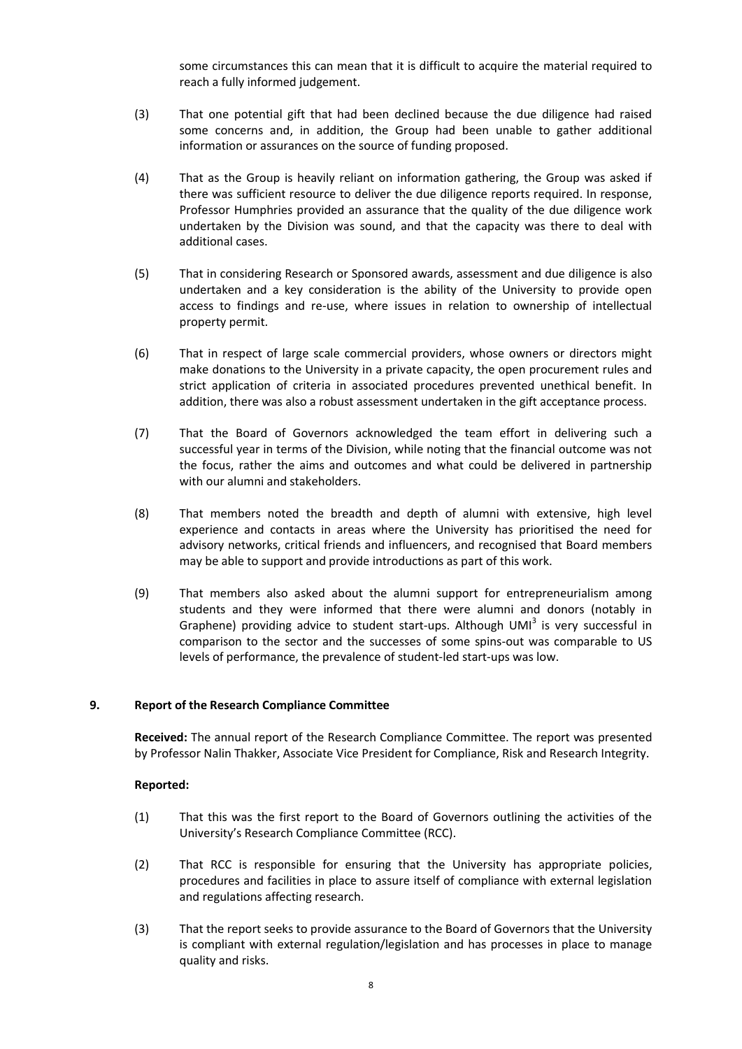some circumstances this can mean that it is difficult to acquire the material required to reach a fully informed judgement.

(3) That one potential gift that had been declined because the due diligence had raised some concerns and, in addition, the Group had been unable to gather additional information or assurances on the source of funding proposed.

(4) That as the Group is heavily reliant on information gathering, the Group was asked if there was sufficient resource to deliver the due diligence reports required. In response, Professor Humphries provided an assurance that the quality of the due diligence work undertaken by the Division was sound, and that the capacity was there to deal with additional cases.

(5) That in considering Research or Sponsored awards, assessment and due diligence is also undertaken and a key consideration is the ability of the University to provide open access to findings and re-use, where issues in relation to ownership of intellectual property permit.

(6) That in respect of large scale commercial providers, whose owners or directors might make donations to the University in a private capacity, the open procurement rules and strict application of criteria in associated procedures prevented unethical benefit. In addition, there was also a robust assessment undertaken in the gift acceptance process.

(7) That the Board of Governors acknowledged the team effort in delivering such a successful year in terms of the Division, while noting that the financial outcome was not the focus, rather the aims and outcomes and what could be delivered in partnership with our alumni and stakeholders.

(8) That members noted the breadth and depth of alumni with extensive, high level experience and contacts in areas where the University has prioritised the need for advisory networks, critical friends and influencers, and recognised that Board members may be able to support and provide introductions as part of this work.

(9) That members also asked about the alumni support for entrepreneurialism among students and they were informed that there were alumni and donors (notably in Graphene) providing advice to student start-ups. Although UMI[3] is very successful in comparison to the sector and the successes of some spins-out was comparable to US levels of performance, the prevalence of student-led start-ups was low.

## 9. Report of the Research Compliance Committee

**Received:** The annual report of the Research Compliance Committee. The report was presented by Professor Nalin Thakker, Associate Vice President for Compliance, Risk and Research Integrity.

**Reported:**

(1) That this was the first report to the Board of Governors outlining the activities of the University's Research Compliance Committee (RCC).

(2) That RCC is responsible for ensuring that the University has appropriate policies, procedures and facilities in place to assure itself of compliance with external legislation and regulations affecting research.

(3) That the report seeks to provide assurance to the Board of Governors that the University is compliant with external regulation/legislation and has processes in place to manage quality and risks.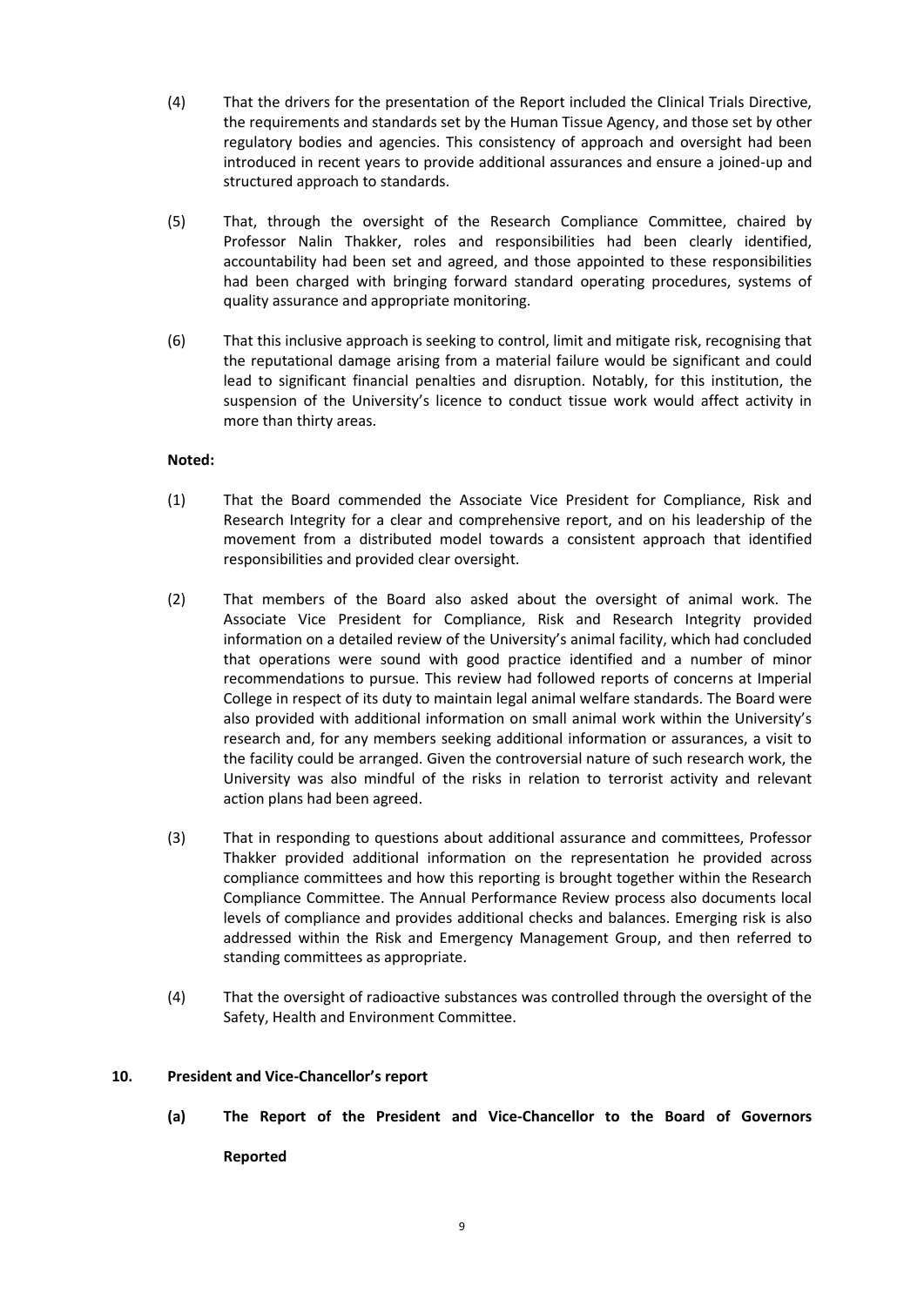(4) That the drivers for the presentation of the Report included the Clinical Trials Directive, the requirements and standards set by the Human Tissue Agency, and those set by other regulatory bodies and agencies. This consistency of approach and oversight had been introduced in recent years to provide additional assurances and ensure a joined-up and structured approach to standards.

(5) That, through the oversight of the Research Compliance Committee, chaired by Professor Nalin Thakker, roles and responsibilities had been clearly identified, accountability had been set and agreed, and those appointed to these responsibilities had been charged with bringing forward standard operating procedures, systems of quality assurance and appropriate monitoring.

(6) That this inclusive approach is seeking to control, limit and mitigate risk, recognising that the reputational damage arising from a material failure would be significant and could lead to significant financial penalties and disruption. Notably, for this institution, the suspension of the University's licence to conduct tissue work would affect activity in more than thirty areas.

**Noted:**

(1) That the Board commended the Associate Vice President for Compliance, Risk and Research Integrity for a clear and comprehensive report, and on his leadership of the movement from a distributed model towards a consistent approach that identified responsibilities and provided clear oversight.

(2) That members of the Board also asked about the oversight of animal work. The Associate Vice President for Compliance, Risk and Research Integrity provided information on a detailed review of the University's animal facility, which had concluded that operations were sound with good practice identified and a number of minor recommendations to pursue. This review had followed reports of concerns at Imperial College in respect of its duty to maintain legal animal welfare standards. The Board were also provided with additional information on small animal work within the University's research and, for any members seeking additional information or assurances, a visit to the facility could be arranged. Given the controversial nature of such research work, the University was also mindful of the risks in relation to terrorist activity and relevant action plans had been agreed.

(3) That in responding to questions about additional assurance and committees, Professor Thakker provided additional information on the representation he provided across compliance committees and how this reporting is brought together within the Research Compliance Committee. The Annual Performance Review process also documents local levels of compliance and provides additional checks and balances. Emerging risk is also addressed within the Risk and Emergency Management Group, and then referred to standing committees as appropriate.

(4) That the oversight of radioactive substances was controlled through the oversight of the Safety, Health and Environment Committee.

**10. President and Vice-Chancellor's report**

**(a) The Report of the President and Vice-Chancellor to the Board of Governors**

**Reported**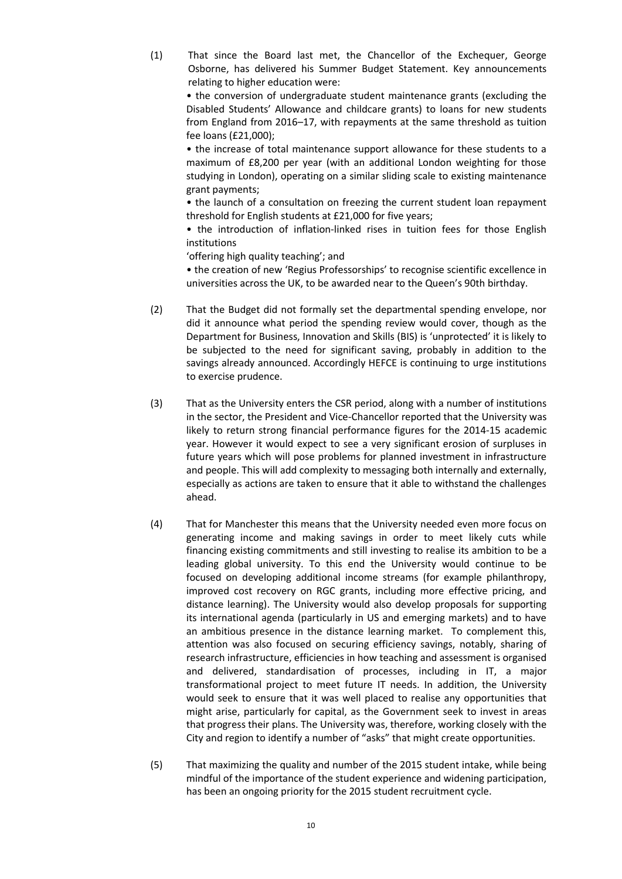(1) That since the Board last met, the Chancellor of the Exchequer, George Osborne, has delivered his Summer Budget Statement. Key announcements relating to higher education were:

• the conversion of undergraduate student maintenance grants (excluding the Disabled Students' Allowance and childcare grants) to loans for new students from England from 2016–17, with repayments at the same threshold as tuition fee loans (£21,000);

• the increase of total maintenance support allowance for these students to a maximum of £8,200 per year (with an additional London weighting for those studying in London), operating on a similar sliding scale to existing maintenance grant payments;

• the launch of a consultation on freezing the current student loan repayment threshold for English students at £21,000 for five years;

• the introduction of inflation-linked rises in tuition fees for those English institutions 'offering high quality teaching'; and

• the creation of new 'Regius Professorships' to recognise scientific excellence in universities across the UK, to be awarded near to the Queen's 90th birthday.

(2) That the Budget did not formally set the departmental spending envelope, nor did it announce what period the spending review would cover, though as the Department for Business, Innovation and Skills (BIS) is 'unprotected' it is likely to be subjected to the need for significant saving, probably in addition to the savings already announced. Accordingly HEFCE is continuing to urge institutions to exercise prudence.

(3) That as the University enters the CSR period, along with a number of institutions in the sector, the President and Vice-Chancellor reported that the University was likely to return strong financial performance figures for the 2014-15 academic year. However it would expect to see a very significant erosion of surpluses in future years which will pose problems for planned investment in infrastructure and people. This will add complexity to messaging both internally and externally, especially as actions are taken to ensure that it able to withstand the challenges ahead.

(4) That for Manchester this means that the University needed even more focus on generating income and making savings in order to meet likely cuts while financing existing commitments and still investing to realise its ambition to be a leading global university. To this end the University would continue to be focused on developing additional income streams (for example philanthropy, improved cost recovery on RGC grants, including more effective pricing, and distance learning). The University would also develop proposals for supporting its international agenda (particularly in US and emerging markets) and to have an ambitious presence in the distance learning market. To complement this, attention was also focused on securing efficiency savings, notably, sharing of research infrastructure, efficiencies in how teaching and assessment is organised and delivered, standardisation of processes, including in IT, a major transformational project to meet future IT needs. In addition, the University would seek to ensure that it was well placed to realise any opportunities that might arise, particularly for capital, as the Government seek to invest in areas that progress their plans. The University was, therefore, working closely with the City and region to identify a number of "asks" that might create opportunities.

(5) That maximizing the quality and number of the 2015 student intake, while being mindful of the importance of the student experience and widening participation, has been an ongoing priority for the 2015 student recruitment cycle.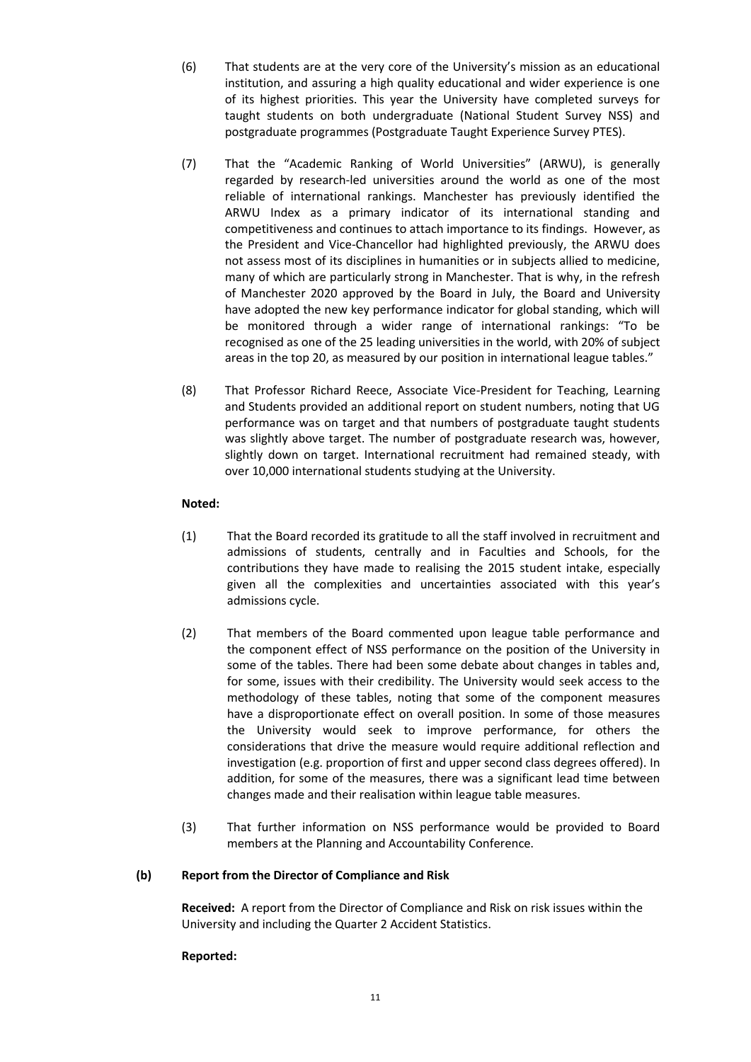(6) That students are at the very core of the University's mission as an educational institution, and assuring a high quality educational and wider experience is one of its highest priorities. This year the University have completed surveys for taught students on both undergraduate (National Student Survey NSS) and postgraduate programmes (Postgraduate Taught Experience Survey PTES).

(7) That the "Academic Ranking of World Universities" (ARWU), is generally regarded by research-led universities around the world as one of the most reliable of international rankings. Manchester has previously identified the ARWU Index as a primary indicator of its international standing and competitiveness and continues to attach importance to its findings. However, as the President and Vice-Chancellor had highlighted previously, the ARWU does not assess most of its disciplines in humanities or in subjects allied to medicine, many of which are particularly strong in Manchester. That is why, in the refresh of Manchester 2020 approved by the Board in July, the Board and University have adopted the new key performance indicator for global standing, which will be monitored through a wider range of international rankings: "To be recognised as one of the 25 leading universities in the world, with 20% of subject areas in the top 20, as measured by our position in international league tables."

(8) That Professor Richard Reece, Associate Vice-President for Teaching, Learning and Students provided an additional report on student numbers, noting that UG performance was on target and that numbers of postgraduate taught students was slightly above target. The number of postgraduate research was, however, slightly down on target. International recruitment had remained steady, with over 10,000 international students studying at the University.

**Noted:**

(1) That the Board recorded its gratitude to all the staff involved in recruitment and admissions of students, centrally and in Faculties and Schools, for the contributions they have made to realising the 2015 student intake, especially given all the complexities and uncertainties associated with this year's admissions cycle.

(2) That members of the Board commented upon league table performance and the component effect of NSS performance on the position of the University in some of the tables. There had been some debate about changes in tables and, for some, issues with their credibility. The University would seek access to the methodology of these tables, noting that some of the component measures have a disproportionate effect on overall position. In some of those measures the University would seek to improve performance, for others the considerations that drive the measure would require additional reflection and investigation (e.g. proportion of first and upper second class degrees offered). In addition, for some of the measures, there was a significant lead time between changes made and their realisation within league table measures.

(3) That further information on NSS performance would be provided to Board members at the Planning and Accountability Conference.

**(b) Report from the Director of Compliance and Risk**

**Received:** A report from the Director of Compliance and Risk on risk issues within the University and including the Quarter 2 Accident Statistics.

**Reported:**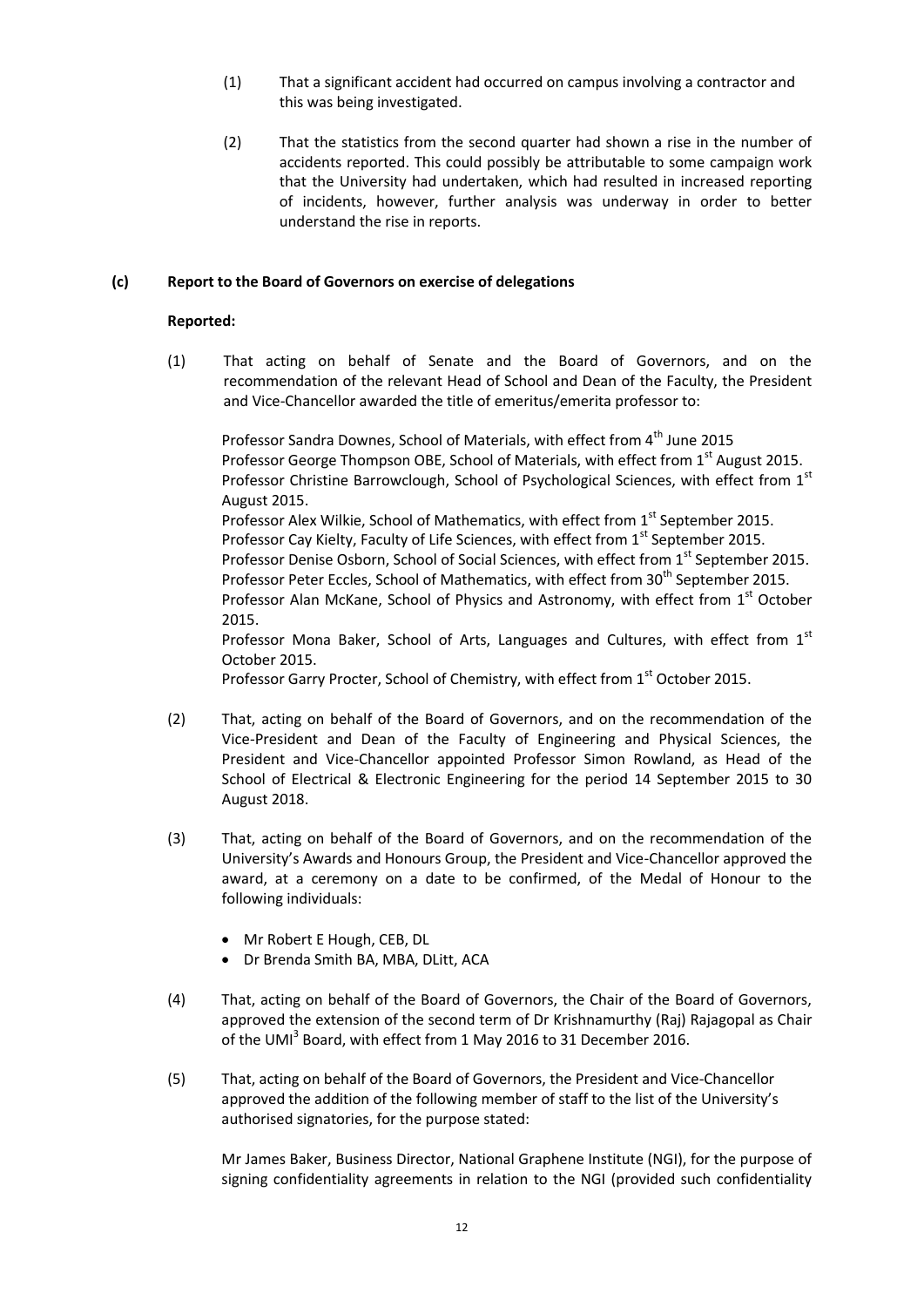(1) That a significant accident had occurred on campus involving a contractor and this was being investigated.

(2) That the statistics from the second quarter had shown a rise in the number of accidents reported. This could possibly be attributable to some campaign work that the University had undertaken, which had resulted in increased reporting of incidents, however, further analysis was underway in order to better understand the rise in reports.

**(c) Report to the Board of Governors on exercise of delegations**

**Reported:**

(1) That acting on behalf of Senate and the Board of Governors, and on the recommendation of the relevant Head of School and Dean of the Faculty, the President and Vice-Chancellor awarded the title of emeritus/emerita professor to:

Professor Sandra Downes, School of Materials, with effect from 4th June 2015
Professor George Thompson OBE, School of Materials, with effect from 1st August 2015.
Professor Christine Barrowclough, School of Psychological Sciences, with effect from 1st August 2015.
Professor Alex Wilkie, School of Mathematics, with effect from 1st September 2015.
Professor Cay Kielty, Faculty of Life Sciences, with effect from 1st September 2015.
Professor Denise Osborn, School of Social Sciences, with effect from 1st September 2015.
Professor Peter Eccles, School of Mathematics, with effect from 30th September 2015.
Professor Alan McKane, School of Physics and Astronomy, with effect from 1st October 2015.
Professor Mona Baker, School of Arts, Languages and Cultures, with effect from 1st October 2015.
Professor Garry Procter, School of Chemistry, with effect from 1st October 2015.

(2) That, acting on behalf of the Board of Governors, and on the recommendation of the Vice-President and Dean of the Faculty of Engineering and Physical Sciences, the President and Vice-Chancellor appointed Professor Simon Rowland, as Head of the School of Electrical & Electronic Engineering for the period 14 September 2015 to 30 August 2018.

(3) That, acting on behalf of the Board of Governors, and on the recommendation of the University's Awards and Honours Group, the President and Vice-Chancellor approved the award, at a ceremony on a date to be confirmed, of the Medal of Honour to the following individuals:

- Mr Robert E Hough, CEB, DL
- Dr Brenda Smith BA, MBA, DLitt, ACA

(4) That, acting on behalf of the Board of Governors, the Chair of the Board of Governors, approved the extension of the second term of Dr Krishnamurthy (Raj) Rajagopal as Chair of the UMI[3] Board, with effect from 1 May 2016 to 31 December 2016.

(5) That, acting on behalf of the Board of Governors, the President and Vice-Chancellor approved the addition of the following member of staff to the list of the University's authorised signatories, for the purpose stated:

Mr James Baker, Business Director, National Graphene Institute (NGI), for the purpose of signing confidentiality agreements in relation to the NGI (provided such confidentiality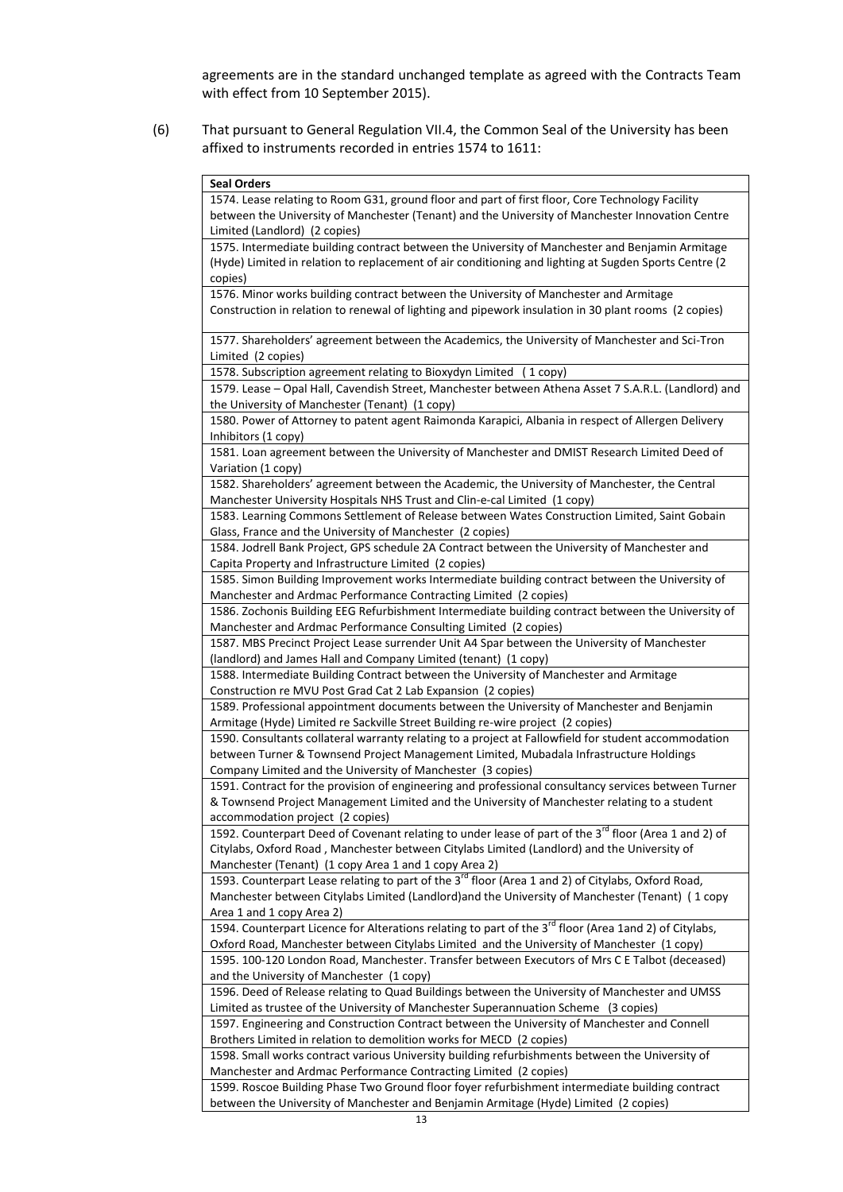agreements are in the standard unchanged template as agreed with the Contracts Team with effect from 10 September 2015).

(6) That pursuant to General Regulation VII.4, the Common Seal of the University has been affixed to instruments recorded in entries 1574 to 1611:

| **Seal Orders** |
| --- |
| 1574. Lease relating to Room G31, ground floor and part of first floor, Core Technology Facility between the University of Manchester (Tenant) and the University of Manchester Innovation Centre Limited (Landlord) (2 copies) |
| 1575. Intermediate building contract between the University of Manchester and Benjamin Armitage (Hyde) Limited in relation to replacement of air conditioning and lighting at Sugden Sports Centre (2 copies) |
| 1576. Minor works building contract between the University of Manchester and Armitage Construction in relation to renewal of lighting and pipework insulation in 30 plant rooms (2 copies) |
| 1577. Shareholders' agreement between the Academics, the University of Manchester and Sci-Tron Limited (2 copies) |
| 1578. Subscription agreement relating to Bioxydyn Limited (1 copy) |
| 1579. Lease – Opal Hall, Cavendish Street, Manchester between Athena Asset 7 S.A.R.L. (Landlord) and the University of Manchester (Tenant) (1 copy) |
| 1580. Power of Attorney to patent agent Raimonda Karapici, Albania in respect of Allergen Delivery Inhibitors (1 copy) |
| 1581. Loan agreement between the University of Manchester and DMIST Research Limited Deed of Variation (1 copy) |
| 1582. Shareholders' agreement between the Academic, the University of Manchester, the Central Manchester University Hospitals NHS Trust and Clin-e-cal Limited (1 copy) |
| 1583. Learning Commons Settlement of Release between Wates Construction Limited, Saint Gobain Glass, France and the University of Manchester (2 copies) |
| 1584. Jodrell Bank Project, GPS schedule 2A Contract between the University of Manchester and Capita Property and Infrastructure Limited (2 copies) |
| 1585. Simon Building Improvement works Intermediate building contract between the University of Manchester and Ardmac Performance Contracting Limited (2 copies) |
| 1586. Zochonis Building EEG Refurbishment Intermediate building contract between the University of Manchester and Ardmac Performance Consulting Limited (2 copies) |
| 1587. MBS Precinct Project Lease surrender Unit A4 Spar between the University of Manchester (landlord) and James Hall and Company Limited (tenant) (1 copy) |
| 1588. Intermediate Building Contract between the University of Manchester and Armitage Construction re MVU Post Grad Cat 2 Lab Expansion (2 copies) |
| 1589. Professional appointment documents between the University of Manchester and Benjamin Armitage (Hyde) Limited re Sackville Street Building re-wire project (2 copies) |
| 1590. Consultants collateral warranty relating to a project at Fallowfield for student accommodation between Turner & Townsend Project Management Limited, Mubadala Infrastructure Holdings Company Limited and the University of Manchester (3 copies) |
| 1591. Contract for the provision of engineering and professional consultancy services between Turner & Townsend Project Management Limited and the University of Manchester relating to a student accommodation project (2 copies) |
| 1592. Counterpart Deed of Covenant relating to under lease of part of the 3rd floor (Area 1 and 2) of Citylabs, Oxford Road , Manchester between Citylabs Limited (Landlord) and the University of Manchester (Tenant) (1 copy Area 1 and 1 copy Area 2) |
| 1593. Counterpart Lease relating to part of the 3rd floor (Area 1 and 2) of Citylabs, Oxford Road, Manchester between Citylabs Limited (Landlord)and the University of Manchester (Tenant) ( 1 copy Area 1 and 1 copy Area 2) |
| 1594. Counterpart Licence for Alterations relating to part of the 3rd floor (Area 1and 2) of Citylabs, Oxford Road, Manchester between Citylabs Limited and the University of Manchester (1 copy) |
| 1595. 100-120 London Road, Manchester. Transfer between Executors of Mrs C E Talbot (deceased) and the University of Manchester (1 copy) |
| 1596. Deed of Release relating to Quad Buildings between the University of Manchester and UMSS Limited as trustee of the University of Manchester Superannuation Scheme (3 copies) |
| 1597. Engineering and Construction Contract between the University of Manchester and Connell Brothers Limited in relation to demolition works for MECD (2 copies) |
| 1598. Small works contract various University building refurbishments between the University of Manchester and Ardmac Performance Contracting Limited (2 copies) |
| 1599. Roscoe Building Phase Two Ground floor foyer refurbishment intermediate building contract between the University of Manchester and Benjamin Armitage (Hyde) Limited (2 copies) |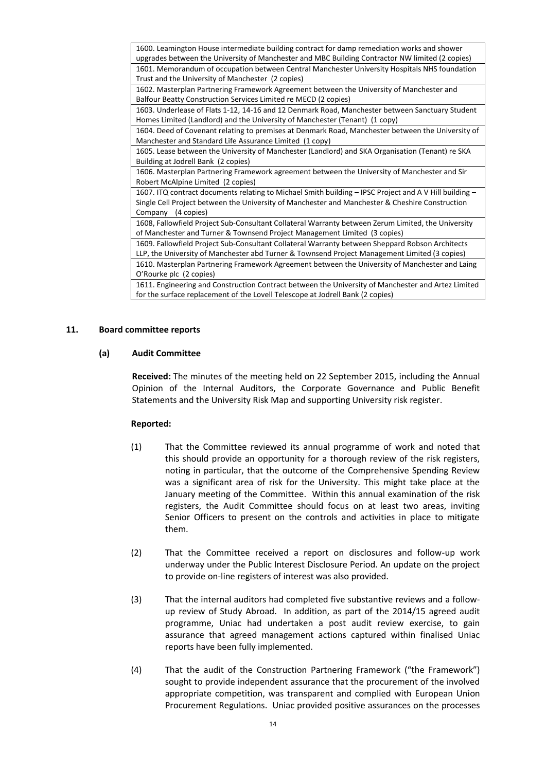| |
|---|
| 1600. Leamington House intermediate building contract for damp remediation works and shower upgrades between the University of Manchester and MBC Building Contractor NW limited (2 copies) |
| 1601. Memorandum of occupation between Central Manchester University Hospitals NHS foundation Trust and the University of Manchester (2 copies) |
| 1602. Masterplan Partnering Framework Agreement between the University of Manchester and Balfour Beatty Construction Services Limited re MECD (2 copies) |
| 1603. Underlease of Flats 1-12, 14-16 and 12 Denmark Road, Manchester between Sanctuary Student Homes Limited (Landlord) and the University of Manchester (Tenant) (1 copy) |
| 1604. Deed of Covenant relating to premises at Denmark Road, Manchester between the University of Manchester and Standard Life Assurance Limited (1 copy) |
| 1605. Lease between the University of Manchester (Landlord) and SKA Organisation (Tenant) re SKA Building at Jodrell Bank (2 copies) |
| 1606. Masterplan Partnering Framework agreement between the University of Manchester and Sir Robert McAlpine Limited (2 copies) |
| 1607. ITQ contract documents relating to Michael Smith building – IPSC Project and A V Hill building – Single Cell Project between the University of Manchester and Manchester & Cheshire Construction Company (4 copies) |
| 1608, Fallowfield Project Sub-Consultant Collateral Warranty between Zerum Limited, the University of Manchester and Turner & Townsend Project Management Limited (3 copies) |
| 1609. Fallowfield Project Sub-Consultant Collateral Warranty between Sheppard Robson Architects LLP, the University of Manchester abd Turner & Townsend Project Management Limited (3 copies) |
| 1610. Masterplan Partnering Framework Agreement between the University of Manchester and Laing O'Rourke plc (2 copies) |
| 1611. Engineering and Construction Contract between the University of Manchester and Artez Limited for the surface replacement of the Lovell Telescope at Jodrell Bank (2 copies) |

## 11. Board committee reports

### (a) Audit Committee

**Received:** The minutes of the meeting held on 22 September 2015, including the Annual Opinion of the Internal Auditors, the Corporate Governance and Public Benefit Statements and the University Risk Map and supporting University risk register.

**Reported:**

(1) That the Committee reviewed its annual programme of work and noted that this should provide an opportunity for a thorough review of the risk registers, noting in particular, that the outcome of the Comprehensive Spending Review was a significant area of risk for the University. This might take place at the January meeting of the Committee. Within this annual examination of the risk registers, the Audit Committee should focus on at least two areas, inviting Senior Officers to present on the controls and activities in place to mitigate them.

(2) That the Committee received a report on disclosures and follow-up work underway under the Public Interest Disclosure Period. An update on the project to provide on-line registers of interest was also provided.

(3) That the internal auditors had completed five substantive reviews and a follow-up review of Study Abroad. In addition, as part of the 2014/15 agreed audit programme, Uniac had undertaken a post audit review exercise, to gain assurance that agreed management actions captured within finalised Uniac reports have been fully implemented.

(4) That the audit of the Construction Partnering Framework ("the Framework") sought to provide independent assurance that the procurement of the involved appropriate competition, was transparent and complied with European Union Procurement Regulations. Uniac provided positive assurances on the processes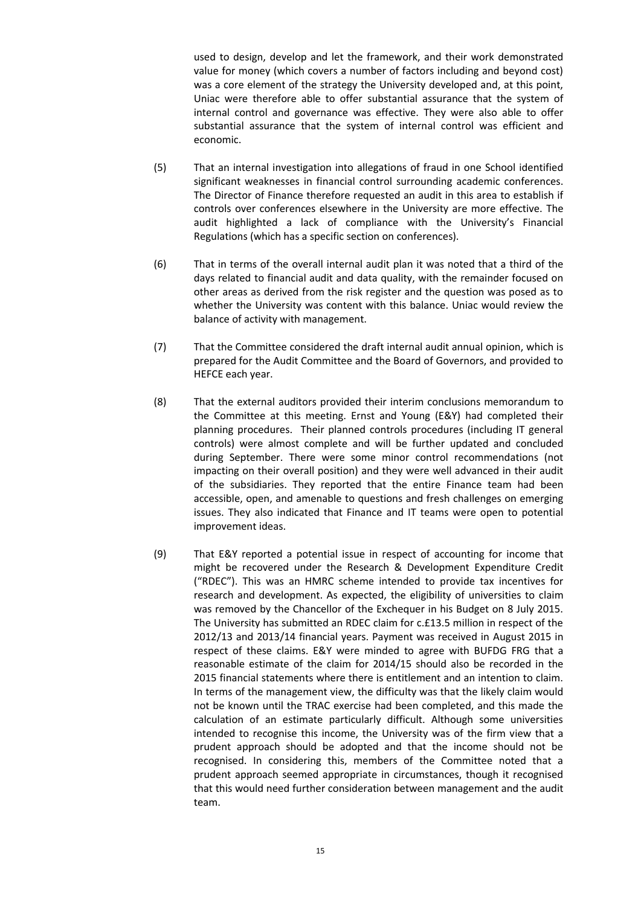used to design, develop and let the framework, and their work demonstrated value for money (which covers a number of factors including and beyond cost) was a core element of the strategy the University developed and, at this point, Uniac were therefore able to offer substantial assurance that the system of internal control and governance was effective. They were also able to offer substantial assurance that the system of internal control was efficient and economic.

(5) That an internal investigation into allegations of fraud in one School identified significant weaknesses in financial control surrounding academic conferences. The Director of Finance therefore requested an audit in this area to establish if controls over conferences elsewhere in the University are more effective. The audit highlighted a lack of compliance with the University's Financial Regulations (which has a specific section on conferences).

(6) That in terms of the overall internal audit plan it was noted that a third of the days related to financial audit and data quality, with the remainder focused on other areas as derived from the risk register and the question was posed as to whether the University was content with this balance. Uniac would review the balance of activity with management.

(7) That the Committee considered the draft internal audit annual opinion, which is prepared for the Audit Committee and the Board of Governors, and provided to HEFCE each year.

(8) That the external auditors provided their interim conclusions memorandum to the Committee at this meeting. Ernst and Young (E&Y) had completed their planning procedures. Their planned controls procedures (including IT general controls) were almost complete and will be further updated and concluded during September. There were some minor control recommendations (not impacting on their overall position) and they were well advanced in their audit of the subsidiaries. They reported that the entire Finance team had been accessible, open, and amenable to questions and fresh challenges on emerging issues. They also indicated that Finance and IT teams were open to potential improvement ideas.

(9) That E&Y reported a potential issue in respect of accounting for income that might be recovered under the Research & Development Expenditure Credit ("RDEC"). This was an HMRC scheme intended to provide tax incentives for research and development. As expected, the eligibility of universities to claim was removed by the Chancellor of the Exchequer in his Budget on 8 July 2015. The University has submitted an RDEC claim for c.£13.5 million in respect of the 2012/13 and 2013/14 financial years. Payment was received in August 2015 in respect of these claims. E&Y were minded to agree with BUFDG FRG that a reasonable estimate of the claim for 2014/15 should also be recorded in the 2015 financial statements where there is entitlement and an intention to claim. In terms of the management view, the difficulty was that the likely claim would not be known until the TRAC exercise had been completed, and this made the calculation of an estimate particularly difficult. Although some universities intended to recognise this income, the University was of the firm view that a prudent approach should be adopted and that the income should not be recognised. In considering this, members of the Committee noted that a prudent approach seemed appropriate in circumstances, though it recognised that this would need further consideration between management and the audit team.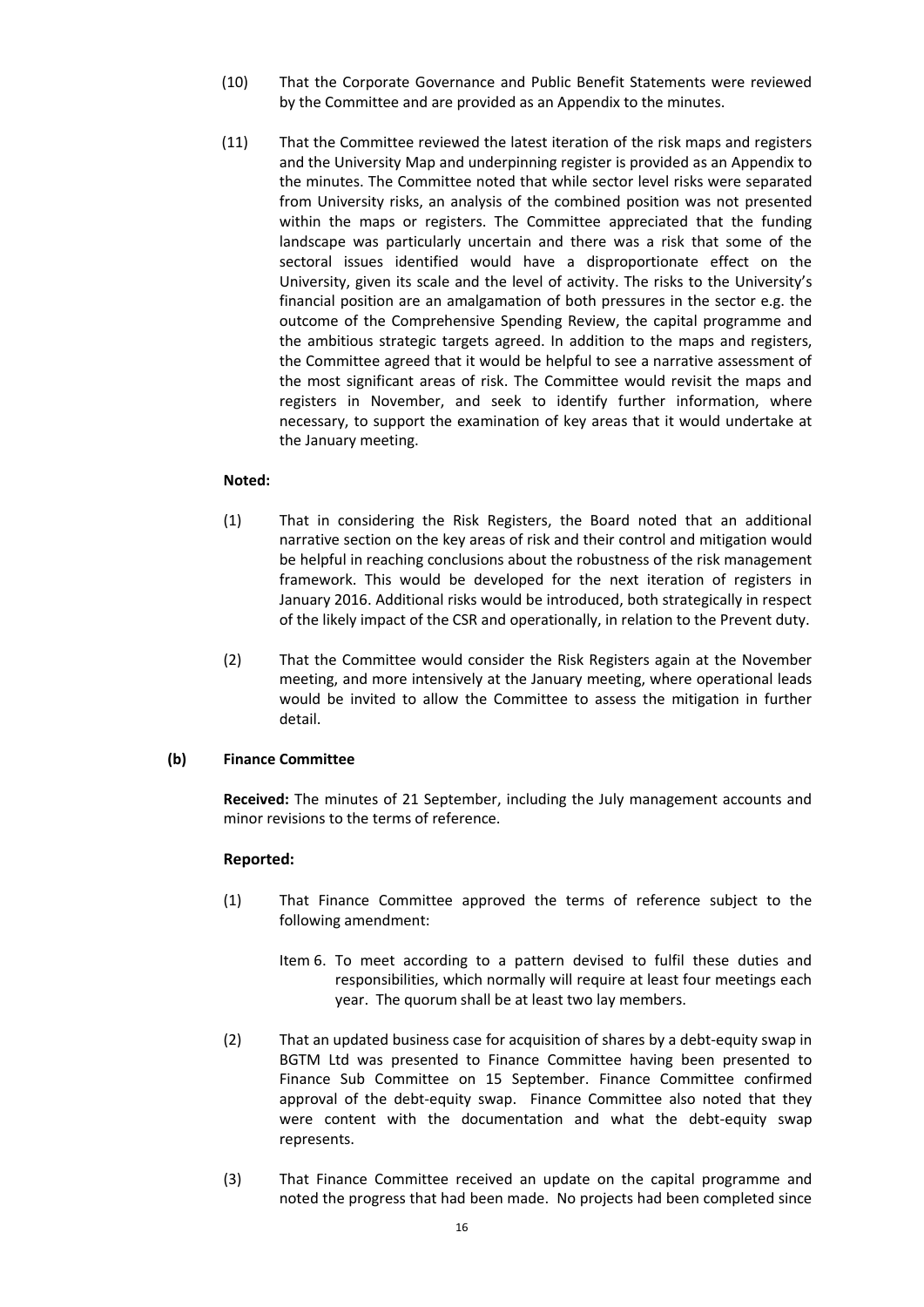(10) That the Corporate Governance and Public Benefit Statements were reviewed by the Committee and are provided as an Appendix to the minutes.

(11) That the Committee reviewed the latest iteration of the risk maps and registers and the University Map and underpinning register is provided as an Appendix to the minutes. The Committee noted that while sector level risks were separated from University risks, an analysis of the combined position was not presented within the maps or registers. The Committee appreciated that the funding landscape was particularly uncertain and there was a risk that some of the sectoral issues identified would have a disproportionate effect on the University, given its scale and the level of activity. The risks to the University's financial position are an amalgamation of both pressures in the sector e.g. the outcome of the Comprehensive Spending Review, the capital programme and the ambitious strategic targets agreed. In addition to the maps and registers, the Committee agreed that it would be helpful to see a narrative assessment of the most significant areas of risk. The Committee would revisit the maps and registers in November, and seek to identify further information, where necessary, to support the examination of key areas that it would undertake at the January meeting.

**Noted:**

(1) That in considering the Risk Registers, the Board noted that an additional narrative section on the key areas of risk and their control and mitigation would be helpful in reaching conclusions about the robustness of the risk management framework. This would be developed for the next iteration of registers in January 2016. Additional risks would be introduced, both strategically in respect of the likely impact of the CSR and operationally, in relation to the Prevent duty.

(2) That the Committee would consider the Risk Registers again at the November meeting, and more intensively at the January meeting, where operational leads would be invited to allow the Committee to assess the mitigation in further detail.

**(b) Finance Committee**

**Received:** The minutes of 21 September, including the July management accounts and minor revisions to the terms of reference.

**Reported:**

(1) That Finance Committee approved the terms of reference subject to the following amendment:

Item 6. To meet according to a pattern devised to fulfil these duties and responsibilities, which normally will require at least four meetings each year. The quorum shall be at least two lay members.

(2) That an updated business case for acquisition of shares by a debt-equity swap in BGTM Ltd was presented to Finance Committee having been presented to Finance Sub Committee on 15 September. Finance Committee confirmed approval of the debt-equity swap. Finance Committee also noted that they were content with the documentation and what the debt-equity swap represents.

(3) That Finance Committee received an update on the capital programme and noted the progress that had been made. No projects had been completed since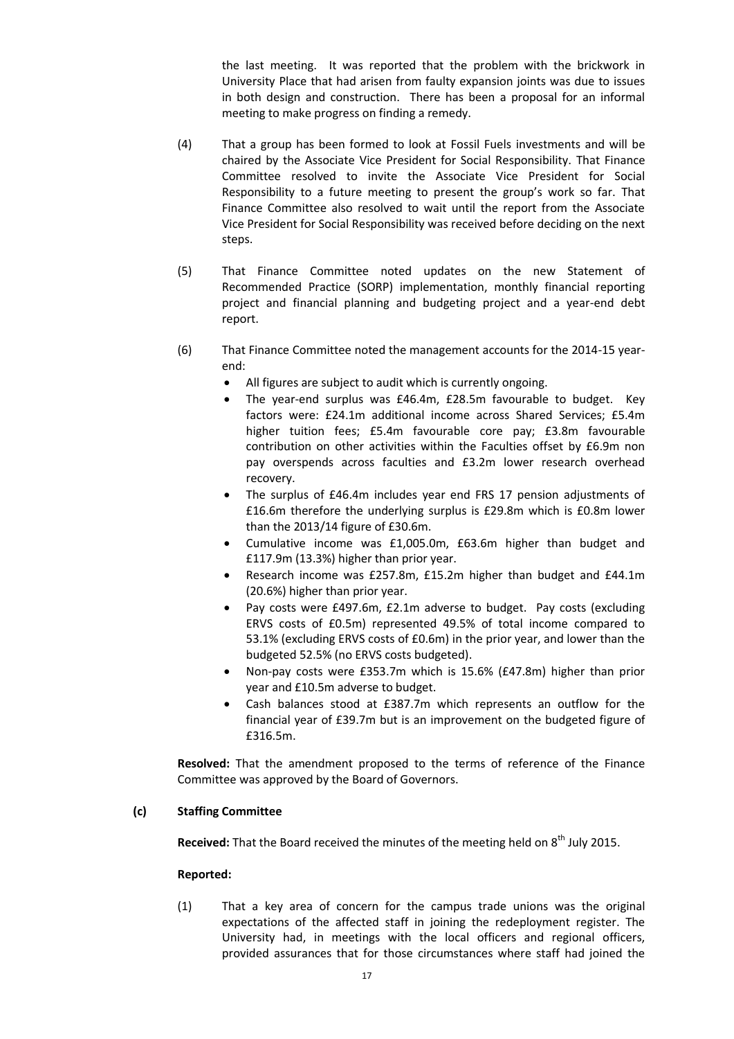the last meeting. It was reported that the problem with the brickwork in University Place that had arisen from faulty expansion joints was due to issues in both design and construction. There has been a proposal for an informal meeting to make progress on finding a remedy.

(4) That a group has been formed to look at Fossil Fuels investments and will be chaired by the Associate Vice President for Social Responsibility. That Finance Committee resolved to invite the Associate Vice President for Social Responsibility to a future meeting to present the group's work so far. That Finance Committee also resolved to wait until the report from the Associate Vice President for Social Responsibility was received before deciding on the next steps.

(5) That Finance Committee noted updates on the new Statement of Recommended Practice (SORP) implementation, monthly financial reporting project and financial planning and budgeting project and a year-end debt report.

(6) That Finance Committee noted the management accounts for the 2014-15 year-end:

- All figures are subject to audit which is currently ongoing.
- The year-end surplus was £46.4m, £28.5m favourable to budget. Key factors were: £24.1m additional income across Shared Services; £5.4m higher tuition fees; £5.4m favourable core pay; £3.8m favourable contribution on other activities within the Faculties offset by £6.9m non pay overspends across faculties and £3.2m lower research overhead recovery.
- The surplus of £46.4m includes year end FRS 17 pension adjustments of £16.6m therefore the underlying surplus is £29.8m which is £0.8m lower than the 2013/14 figure of £30.6m.
- Cumulative income was £1,005.0m, £63.6m higher than budget and £117.9m (13.3%) higher than prior year.
- Research income was £257.8m, £15.2m higher than budget and £44.1m (20.6%) higher than prior year.
- Pay costs were £497.6m, £2.1m adverse to budget. Pay costs (excluding ERVS costs of £0.5m) represented 49.5% of total income compared to 53.1% (excluding ERVS costs of £0.6m) in the prior year, and lower than the budgeted 52.5% (no ERVS costs budgeted).
- Non-pay costs were £353.7m which is 15.6% (£47.8m) higher than prior year and £10.5m adverse to budget.
- Cash balances stood at £387.7m which represents an outflow for the financial year of £39.7m but is an improvement on the budgeted figure of £316.5m.

**Resolved:** That the amendment proposed to the terms of reference of the Finance Committee was approved by the Board of Governors.

**(c) Staffing Committee**

**Received:** That the Board received the minutes of the meeting held on 8th July 2015.

**Reported:**

(1) That a key area of concern for the campus trade unions was the original expectations of the affected staff in joining the redeployment register. The University had, in meetings with the local officers and regional officers, provided assurances that for those circumstances where staff had joined the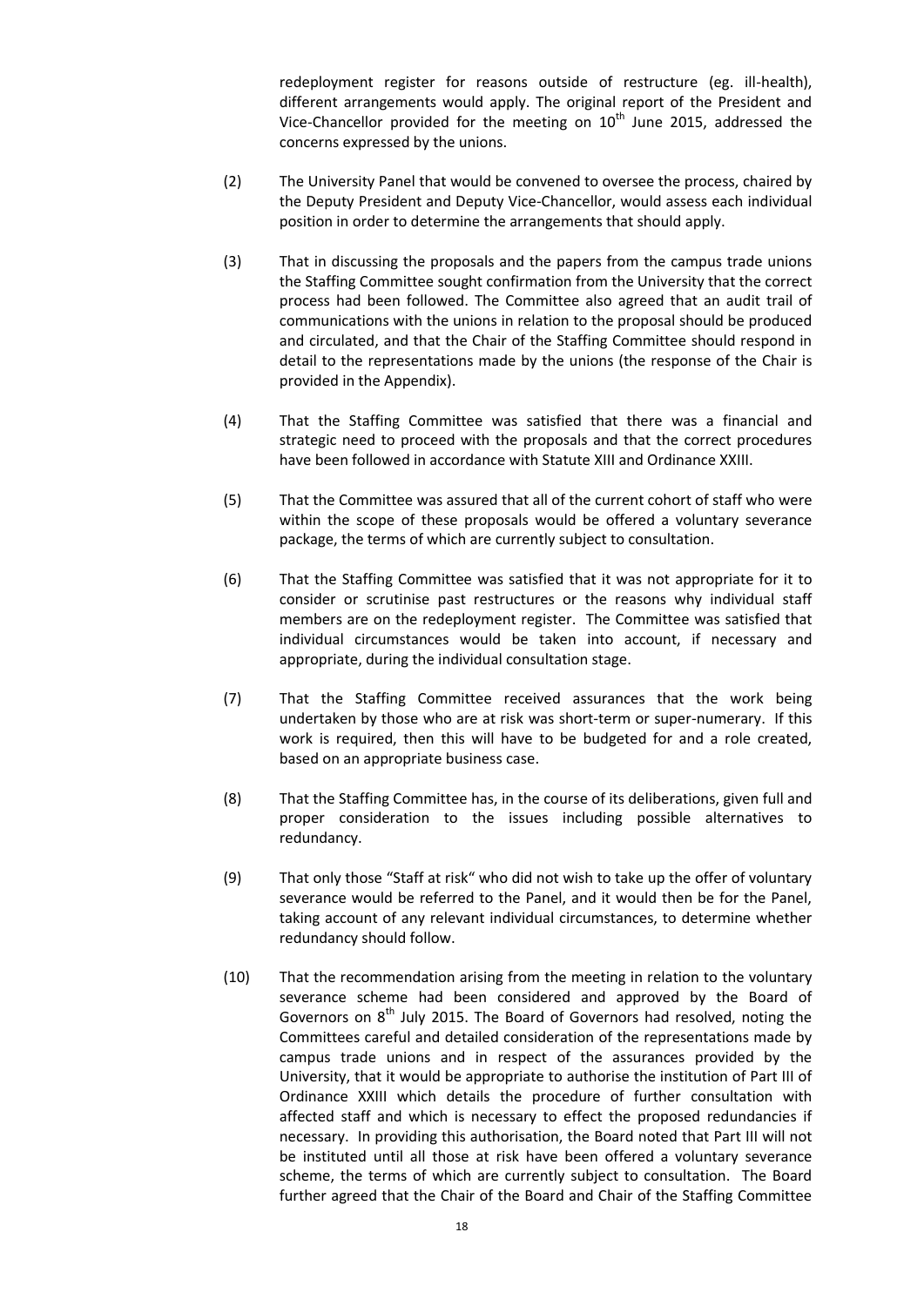redeployment register for reasons outside of restructure (eg. ill-health), different arrangements would apply. The original report of the President and Vice-Chancellor provided for the meeting on 10th June 2015, addressed the concerns expressed by the unions.

(2) The University Panel that would be convened to oversee the process, chaired by the Deputy President and Deputy Vice-Chancellor, would assess each individual position in order to determine the arrangements that should apply.

(3) That in discussing the proposals and the papers from the campus trade unions the Staffing Committee sought confirmation from the University that the correct process had been followed. The Committee also agreed that an audit trail of communications with the unions in relation to the proposal should be produced and circulated, and that the Chair of the Staffing Committee should respond in detail to the representations made by the unions (the response of the Chair is provided in the Appendix).

(4) That the Staffing Committee was satisfied that there was a financial and strategic need to proceed with the proposals and that the correct procedures have been followed in accordance with Statute XIII and Ordinance XXIII.

(5) That the Committee was assured that all of the current cohort of staff who were within the scope of these proposals would be offered a voluntary severance package, the terms of which are currently subject to consultation.

(6) That the Staffing Committee was satisfied that it was not appropriate for it to consider or scrutinise past restructures or the reasons why individual staff members are on the redeployment register. The Committee was satisfied that individual circumstances would be taken into account, if necessary and appropriate, during the individual consultation stage.

(7) That the Staffing Committee received assurances that the work being undertaken by those who are at risk was short-term or super-numerary. If this work is required, then this will have to be budgeted for and a role created, based on an appropriate business case.

(8) That the Staffing Committee has, in the course of its deliberations, given full and proper consideration to the issues including possible alternatives to redundancy.

(9) That only those "Staff at risk" who did not wish to take up the offer of voluntary severance would be referred to the Panel, and it would then be for the Panel, taking account of any relevant individual circumstances, to determine whether redundancy should follow.

(10) That the recommendation arising from the meeting in relation to the voluntary severance scheme had been considered and approved by the Board of Governors on 8th July 2015. The Board of Governors had resolved, noting the Committees careful and detailed consideration of the representations made by campus trade unions and in respect of the assurances provided by the University, that it would be appropriate to authorise the institution of Part III of Ordinance XXIII which details the procedure of further consultation with affected staff and which is necessary to effect the proposed redundancies if necessary. In providing this authorisation, the Board noted that Part III will not be instituted until all those at risk have been offered a voluntary severance scheme, the terms of which are currently subject to consultation. The Board further agreed that the Chair of the Board and Chair of the Staffing Committee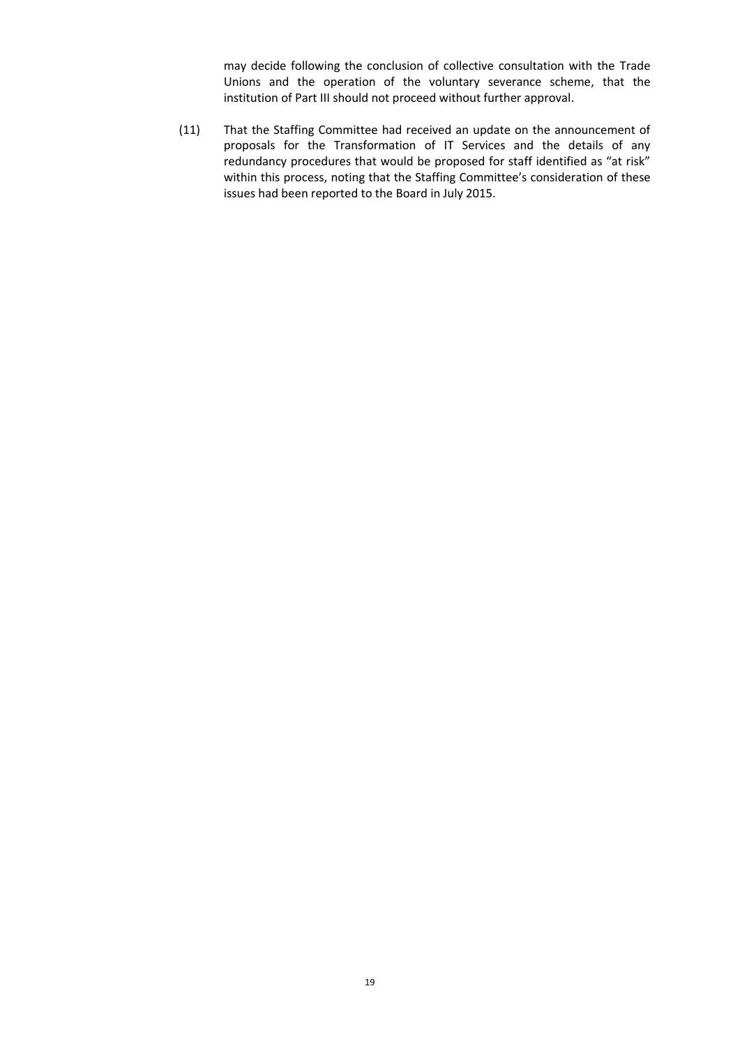may decide following the conclusion of collective consultation with the Trade Unions and the operation of the voluntary severance scheme, that the institution of Part III should not proceed without further approval.

(11) That the Staffing Committee had received an update on the announcement of proposals for the Transformation of IT Services and the details of any redundancy procedures that would be proposed for staff identified as "at risk" within this process, noting that the Staffing Committee's consideration of these issues had been reported to the Board in July 2015.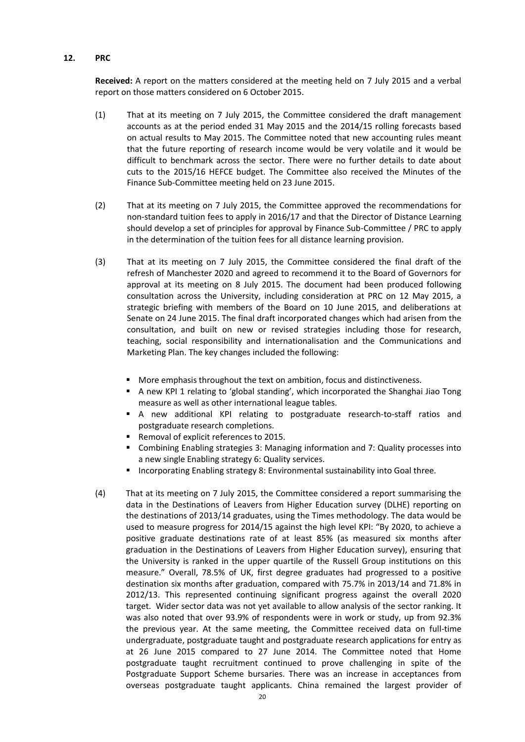## 12. PRC

**Received:** A report on the matters considered at the meeting held on 7 July 2015 and a verbal report on those matters considered on 6 October 2015.

(1) That at its meeting on 7 July 2015, the Committee considered the draft management accounts as at the period ended 31 May 2015 and the 2014/15 rolling forecasts based on actual results to May 2015. The Committee noted that new accounting rules meant that the future reporting of research income would be very volatile and it would be difficult to benchmark across the sector. There were no further details to date about cuts to the 2015/16 HEFCE budget. The Committee also received the Minutes of the Finance Sub-Committee meeting held on 23 June 2015.

(2) That at its meeting on 7 July 2015, the Committee approved the recommendations for non-standard tuition fees to apply in 2016/17 and that the Director of Distance Learning should develop a set of principles for approval by Finance Sub-Committee / PRC to apply in the determination of the tuition fees for all distance learning provision.

(3) That at its meeting on 7 July 2015, the Committee considered the final draft of the refresh of Manchester 2020 and agreed to recommend it to the Board of Governors for approval at its meeting on 8 July 2015. The document had been produced following consultation across the University, including consideration at PRC on 12 May 2015, a strategic briefing with members of the Board on 10 June 2015, and deliberations at Senate on 24 June 2015. The final draft incorporated changes which had arisen from the consultation, and built on new or revised strategies including those for research, teaching, social responsibility and internationalisation and the Communications and Marketing Plan. The key changes included the following:

- More emphasis throughout the text on ambition, focus and distinctiveness.
- A new KPI 1 relating to 'global standing', which incorporated the Shanghai Jiao Tong measure as well as other international league tables.
- A new additional KPI relating to postgraduate research-to-staff ratios and postgraduate research completions.
- Removal of explicit references to 2015.
- Combining Enabling strategies 3: Managing information and 7: Quality processes into a new single Enabling strategy 6: Quality services.
- Incorporating Enabling strategy 8: Environmental sustainability into Goal three.

(4) That at its meeting on 7 July 2015, the Committee considered a report summarising the data in the Destinations of Leavers from Higher Education survey (DLHE) reporting on the destinations of 2013/14 graduates, using the Times methodology. The data would be used to measure progress for 2014/15 against the high level KPI: "By 2020, to achieve a positive graduate destinations rate of at least 85% (as measured six months after graduation in the Destinations of Leavers from Higher Education survey), ensuring that the University is ranked in the upper quartile of the Russell Group institutions on this measure." Overall, 78.5% of UK, first degree graduates had progressed to a positive destination six months after graduation, compared with 75.7% in 2013/14 and 71.8% in 2012/13. This represented continuing significant progress against the overall 2020 target. Wider sector data was not yet available to allow analysis of the sector ranking. It was also noted that over 93.9% of respondents were in work or study, up from 92.3% the previous year. At the same meeting, the Committee received data on full-time undergraduate, postgraduate taught and postgraduate research applications for entry as at 26 June 2015 compared to 27 June 2014. The Committee noted that Home postgraduate taught recruitment continued to prove challenging in spite of the Postgraduate Support Scheme bursaries. There was an increase in acceptances from overseas postgraduate taught applicants. China remained the largest provider of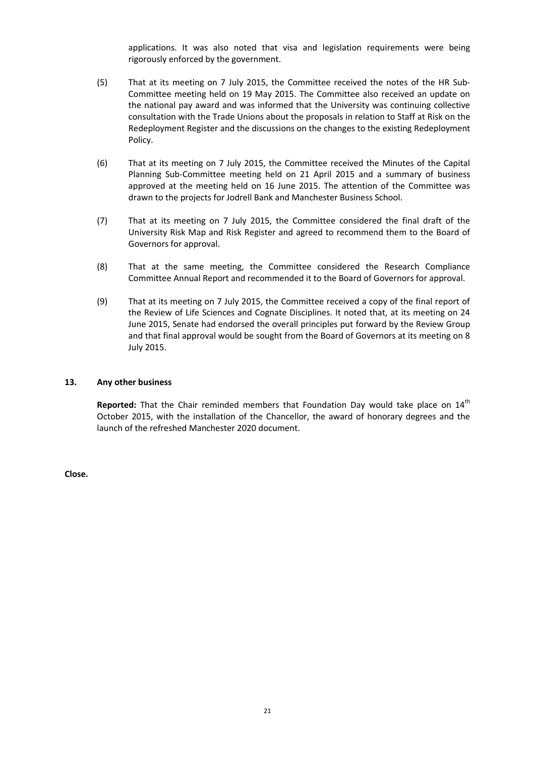applications. It was also noted that visa and legislation requirements were being rigorously enforced by the government.

(5) That at its meeting on 7 July 2015, the Committee received the notes of the HR Sub-Committee meeting held on 19 May 2015. The Committee also received an update on the national pay award and was informed that the University was continuing collective consultation with the Trade Unions about the proposals in relation to Staff at Risk on the Redeployment Register and the discussions on the changes to the existing Redeployment Policy.

(6) That at its meeting on 7 July 2015, the Committee received the Minutes of the Capital Planning Sub-Committee meeting held on 21 April 2015 and a summary of business approved at the meeting held on 16 June 2015. The attention of the Committee was drawn to the projects for Jodrell Bank and Manchester Business School.

(7) That at its meeting on 7 July 2015, the Committee considered the final draft of the University Risk Map and Risk Register and agreed to recommend them to the Board of Governors for approval.

(8) That at the same meeting, the Committee considered the Research Compliance Committee Annual Report and recommended it to the Board of Governors for approval.

(9) That at its meeting on 7 July 2015, the Committee received a copy of the final report of the Review of Life Sciences and Cognate Disciplines. It noted that, at its meeting on 24 June 2015, Senate had endorsed the overall principles put forward by the Review Group and that final approval would be sought from the Board of Governors at its meeting on 8 July 2015.

**13. Any other business**

**Reported:** That the Chair reminded members that Foundation Day would take place on 14th October 2015, with the installation of the Chancellor, the award of honorary degrees and the launch of the refreshed Manchester 2020 document.

**Close.**